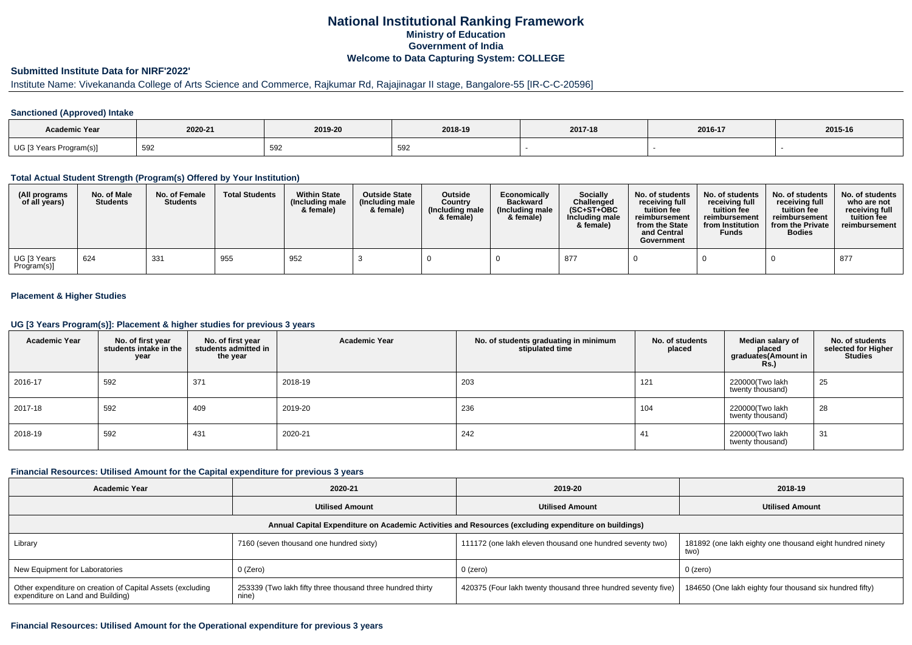# National Institutional Ranking Framework
## Ministry of Education
## Government of India
## Welcome to Data Capturing System: COLLEGE

### Submitted Institute Data for NIRF'2022'

Institute Name: Vivekananda College of Arts Science and Commerce, Rajkumar Rd, Rajajinagar II stage, Bangalore-55 [IR-C-C-20596]

#### Sanctioned (Approved) Intake

| Academic Year | 2020-21 | 2019-20 | 2018-19 | 2017-18 | 2016-17 | 2015-16 |
|---|---|---|---|---|---|---|
| UG [3 Years Program(s)] | 592 | 592 | 592 | - | - | - |

#### Total Actual Student Strength (Program(s) Offered by Your Institution)

| (All programs of all years) | No. of Male Students | No. of Female Students | Total Students | Within State (Including male & female) | Outside State (Including male & female) | Outside Country (Including male & female) | Economically Backward (Including male & female) | Socially Challenged (SC+ST+OBC Including male & female) | No. of students receiving full tuition fee reimbursement from the State and Central Government | No. of students receiving full tuition fee reimbursement from Institution Funds | No. of students receiving full tuition fee reimbursement from the Private Bodies | No. of students who are not receiving full tuition fee reimbursement |
|---|---|---|---|---|---|---|---|---|---|---|---|---|
| UG [3 Years Program(s)] | 624 | 331 | 955 | 952 | 3 | 0 | 0 | 877 | 0 | 0 | 0 | 877 |

#### Placement & Higher Studies

#### UG [3 Years Program(s)]: Placement & higher studies for previous 3 years

| Academic Year | No. of first year students intake in the year | No. of first year students admitted in the year | Academic Year | No. of students graduating in minimum stipulated time | No. of students placed | Median salary of placed graduates(Amount in Rs.) | No. of students selected for Higher Studies |
|---|---|---|---|---|---|---|---|
| 2016-17 | 592 | 371 | 2018-19 | 203 | 121 | 220000(Two lakh twenty thousand) | 25 |
| 2017-18 | 592 | 409 | 2019-20 | 236 | 104 | 220000(Two lakh twenty thousand) | 28 |
| 2018-19 | 592 | 431 | 2020-21 | 242 | 41 | 220000(Two lakh twenty thousand) | 31 |

#### Financial Resources: Utilised Amount for the Capital expenditure for previous 3 years

| Academic Year | 2020-21 | 2019-20 | 2018-19 |
|---|---|---|---|
| | Utilised Amount | Utilised Amount | Utilised Amount |
| Annual Capital Expenditure on Academic Activities and Resources (excluding expenditure on buildings) | | | |
| Library | 7160 (seven thousand one hundred sixty) | 111172 (one lakh eleven thousand one hundred seventy two) | 181892 (one lakh eighty one thousand eight hundred ninety two) |
| New Equipment for Laboratories | 0 (Zero) | 0 (zero) | 0 (zero) |
| Other expenditure on creation of Capital Assets (excluding expenditure on Land and Building) | 253339 (Two lakh fifty three thousand three hundred thirty nine) | 420375 (Four lakh twenty thousand three hundred seventy five) | 184650 (One lakh eighty four thousand six hundred fifty) |

#### Financial Resources: Utilised Amount for the Operational expenditure for previous 3 years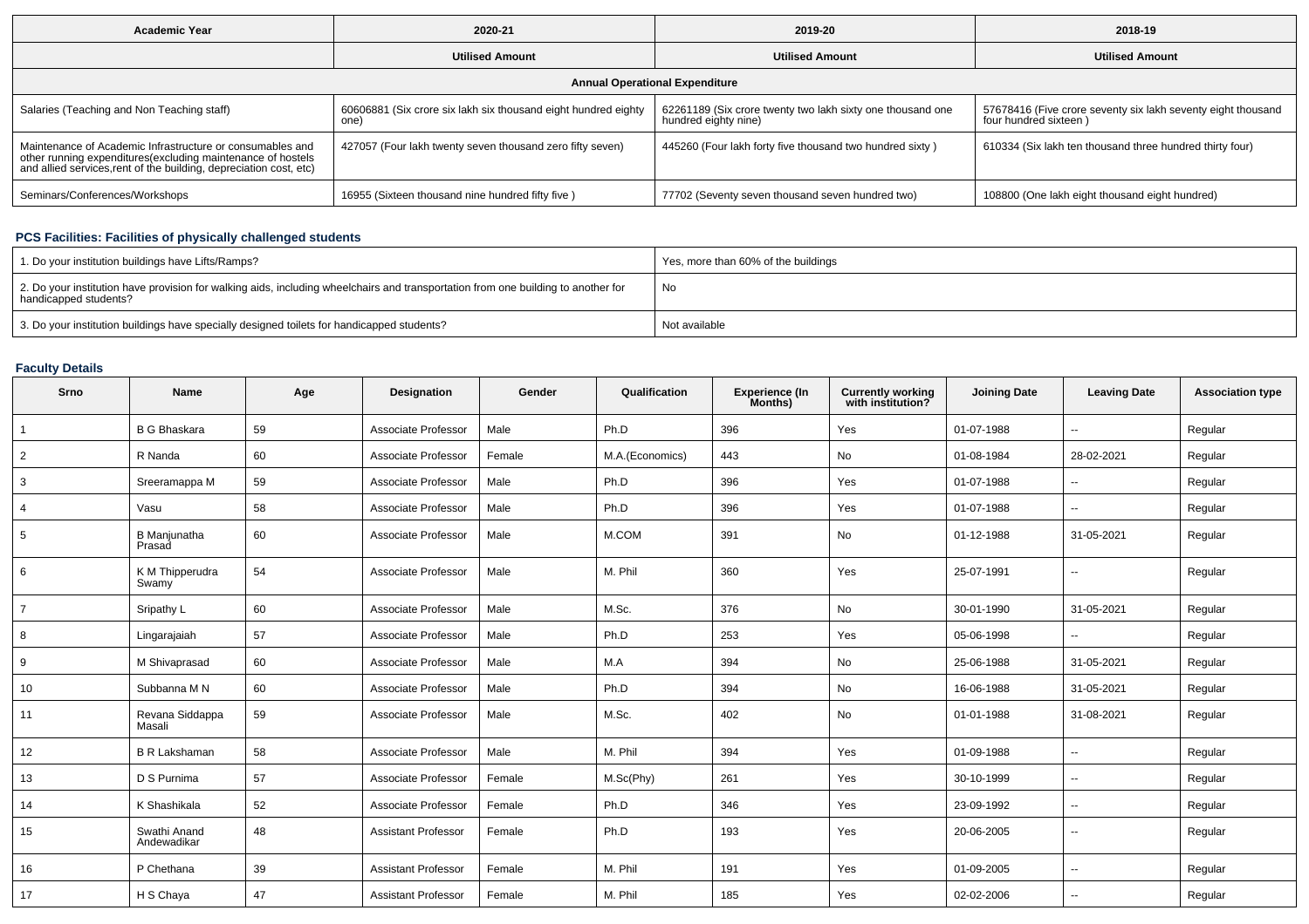| Academic Year | 2020-21 | 2019-20 | 2018-19 |
|---|---|---|---|
| | Utilised Amount | Utilised Amount | Utilised Amount |
| **Annual Operational Expenditure** | | | |
| Salaries (Teaching and Non Teaching staff) | 60606881 (Six crore six lakh six thousand eight hundred eighty one) | 62261189 (Six crore twenty two lakh sixty one thousand one hundred eighty nine) | 57678416 (Five crore seventy six lakh seventy eight thousand four hundred sixteen ) |
| Maintenance of Academic Infrastructure or consumables and other running expenditures(excluding maintenance of hostels and allied services,rent of the building, depreciation cost, etc) | 427057 (Four lakh twenty seven thousand zero fifty seven) | 445260 (Four lakh forty five thousand two hundred sixty ) | 610334 (Six lakh ten thousand three hundred thirty four) |
| Seminars/Conferences/Workshops | 16955 (Sixteen thousand nine hundred fifty five ) | 77702 (Seventy seven thousand seven hundred two) | 108800 (One lakh eight thousand eight hundred) |

## PCS Facilities: Facilities of physically challenged students

| | |
|---|---|
| 1. Do your institution buildings have Lifts/Ramps? | Yes, more than 60% of the buildings |
| 2. Do your institution have provision for walking aids, including wheelchairs and transportation from one building to another for handicapped students? | No |
| 3. Do your institution buildings have specially designed toilets for handicapped students? | Not available |

## Faculty Details

| Srno | Name | Age | Designation | Gender | Qualification | Experience (In Months) | Currently working with institution? | Joining Date | Leaving Date | Association type |
|---|---|---|---|---|---|---|---|---|---|---|
| 1 | B G Bhaskara | 59 | Associate Professor | Male | Ph.D | 396 | Yes | 01-07-1988 | -- | Regular |
| 2 | R Nanda | 60 | Associate Professor | Female | M.A.(Economics) | 443 | No | 01-08-1984 | 28-02-2021 | Regular |
| 3 | Sreeramappa M | 59 | Associate Professor | Male | Ph.D | 396 | Yes | 01-07-1988 | -- | Regular |
| 4 | Vasu | 58 | Associate Professor | Male | Ph.D | 396 | Yes | 01-07-1988 | -- | Regular |
| 5 | B Manjunatha Prasad | 60 | Associate Professor | Male | M.COM | 391 | No | 01-12-1988 | 31-05-2021 | Regular |
| 6 | K M Thipperudra Swamy | 54 | Associate Professor | Male | M. Phil | 360 | Yes | 25-07-1991 | -- | Regular |
| 7 | Sripathy L | 60 | Associate Professor | Male | M.Sc. | 376 | No | 30-01-1990 | 31-05-2021 | Regular |
| 8 | Lingarajaiah | 57 | Associate Professor | Male | Ph.D | 253 | Yes | 05-06-1998 | -- | Regular |
| 9 | M Shivaprasad | 60 | Associate Professor | Male | M.A | 394 | No | 25-06-1988 | 31-05-2021 | Regular |
| 10 | Subbanna M N | 60 | Associate Professor | Male | Ph.D | 394 | No | 16-06-1988 | 31-05-2021 | Regular |
| 11 | Revana Siddappa Masali | 59 | Associate Professor | Male | M.Sc. | 402 | No | 01-01-1988 | 31-08-2021 | Regular |
| 12 | B R Lakshaman | 58 | Associate Professor | Male | M. Phil | 394 | Yes | 01-09-1988 | -- | Regular |
| 13 | D S Purnima | 57 | Associate Professor | Female | M.Sc(Phy) | 261 | Yes | 30-10-1999 | -- | Regular |
| 14 | K Shashikala | 52 | Associate Professor | Female | Ph.D | 346 | Yes | 23-09-1992 | -- | Regular |
| 15 | Swathi Anand Andewadikar | 48 | Assistant Professor | Female | Ph.D | 193 | Yes | 20-06-2005 | -- | Regular |
| 16 | P Chethana | 39 | Assistant Professor | Female | M. Phil | 191 | Yes | 01-09-2005 | -- | Regular |
| 17 | H S Chaya | 47 | Assistant Professor | Female | M. Phil | 185 | Yes | 02-02-2006 | -- | Regular |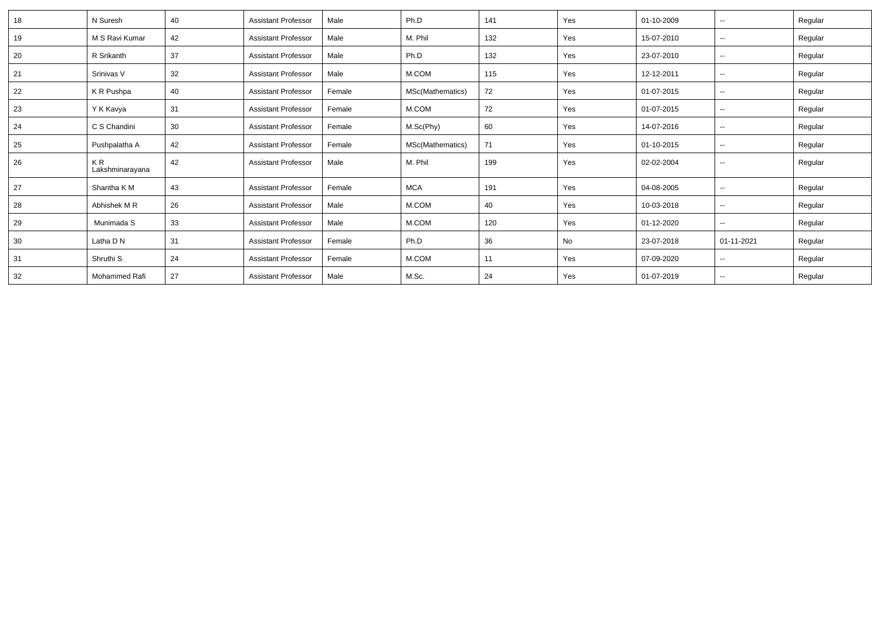| | | | | | | | | | | |
|---|---|---|---|---|---|---|---|---|---|---|
| 18 | N Suresh | 40 | Assistant Professor | Male | Ph.D | 141 | Yes | 01-10-2009 | -- | Regular |
| 19 | M S Ravi Kumar | 42 | Assistant Professor | Male | M. Phil | 132 | Yes | 15-07-2010 | -- | Regular |
| 20 | R Srikanth | 37 | Assistant Professor | Male | Ph.D | 132 | Yes | 23-07-2010 | -- | Regular |
| 21 | Srinivas V | 32 | Assistant Professor | Male | M.COM | 115 | Yes | 12-12-2011 | -- | Regular |
| 22 | K R Pushpa | 40 | Assistant Professor | Female | MSc(Mathematics) | 72 | Yes | 01-07-2015 | -- | Regular |
| 23 | Y K Kavya | 31 | Assistant Professor | Female | M.COM | 72 | Yes | 01-07-2015 | -- | Regular |
| 24 | C S Chandini | 30 | Assistant Professor | Female | M.Sc(Phy) | 60 | Yes | 14-07-2016 | -- | Regular |
| 25 | Pushpalatha A | 42 | Assistant Professor | Female | MSc(Mathematics) | 71 | Yes | 01-10-2015 | -- | Regular |
| 26 | K R Lakshminarayana | 42 | Assistant Professor | Male | M. Phil | 199 | Yes | 02-02-2004 | -- | Regular |
| 27 | Shantha K M | 43 | Assistant Professor | Female | MCA | 191 | Yes | 04-08-2005 | -- | Regular |
| 28 | Abhishek M R | 26 | Assistant Professor | Male | M.COM | 40 | Yes | 10-03-2018 | -- | Regular |
| 29 | Munimada S | 33 | Assistant Professor | Male | M.COM | 120 | Yes | 01-12-2020 | -- | Regular |
| 30 | Latha D N | 31 | Assistant Professor | Female | Ph.D | 36 | No | 23-07-2018 | 01-11-2021 | Regular |
| 31 | Shruthi S | 24 | Assistant Professor | Female | M.COM | 11 | Yes | 07-09-2020 | -- | Regular |
| 32 | Mohammed Rafi | 27 | Assistant Professor | Male | M.Sc. | 24 | Yes | 01-07-2019 | -- | Regular |